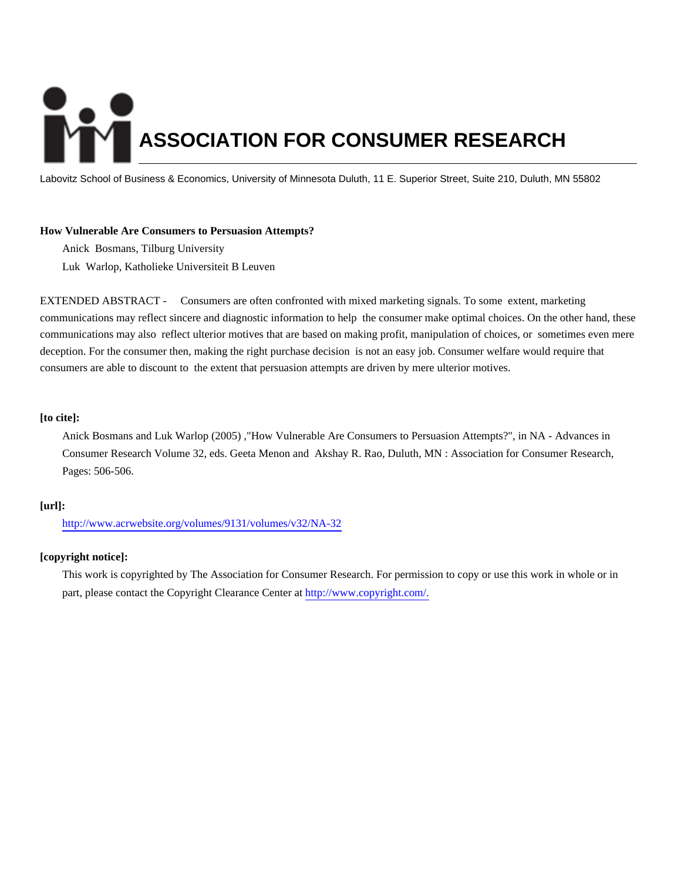# ASSOCIATION FOR CONSUMER RESEARCH

Labovitz School of Business & Economics, University of Minnesota Duluth, 11 E. Superior Street, Suite 210, Duluth, MN 55802

**How Vulnerable Are Consumers to Persuasion Attempts?**

Anick Bosmans, Tilburg University

Luk Warlop, Katholieke Universiteit B Leuven

EXTENDED ABSTRACT - Consumers are often confronted with mixed marketing signals. To some extent, marketing communications may reflect sincere and diagnostic information to help the consumer make optimal choices. On the other hand, these communications may also reflect ulterior motives that are based on making profit, manipulation of choices, or sometimes even mere deception. For the consumer then, making the right purchase decision is not an easy job. Consumer welfare would require that consumers are able to discount to the extent that persuasion attempts are driven by mere ulterior motives.

**[to cite]:**

Anick Bosmans and Luk Warlop (2005) ,"How Vulnerable Are Consumers to Persuasion Attempts?", in NA - Advances in Consumer Research Volume 32, eds. Geeta Menon and Akshay R. Rao, Duluth, MN : Association for Consumer Research, Pages: 506-506.

**[url]:**

http://www.acrwebsite.org/volumes/9131/volumes/v32/NA-32

**[copyright notice]:**

This work is copyrighted by The Association for Consumer Research. For permission to copy or use this work in whole or in part, please contact the Copyright Clearance Center at http://www.copyright.com/.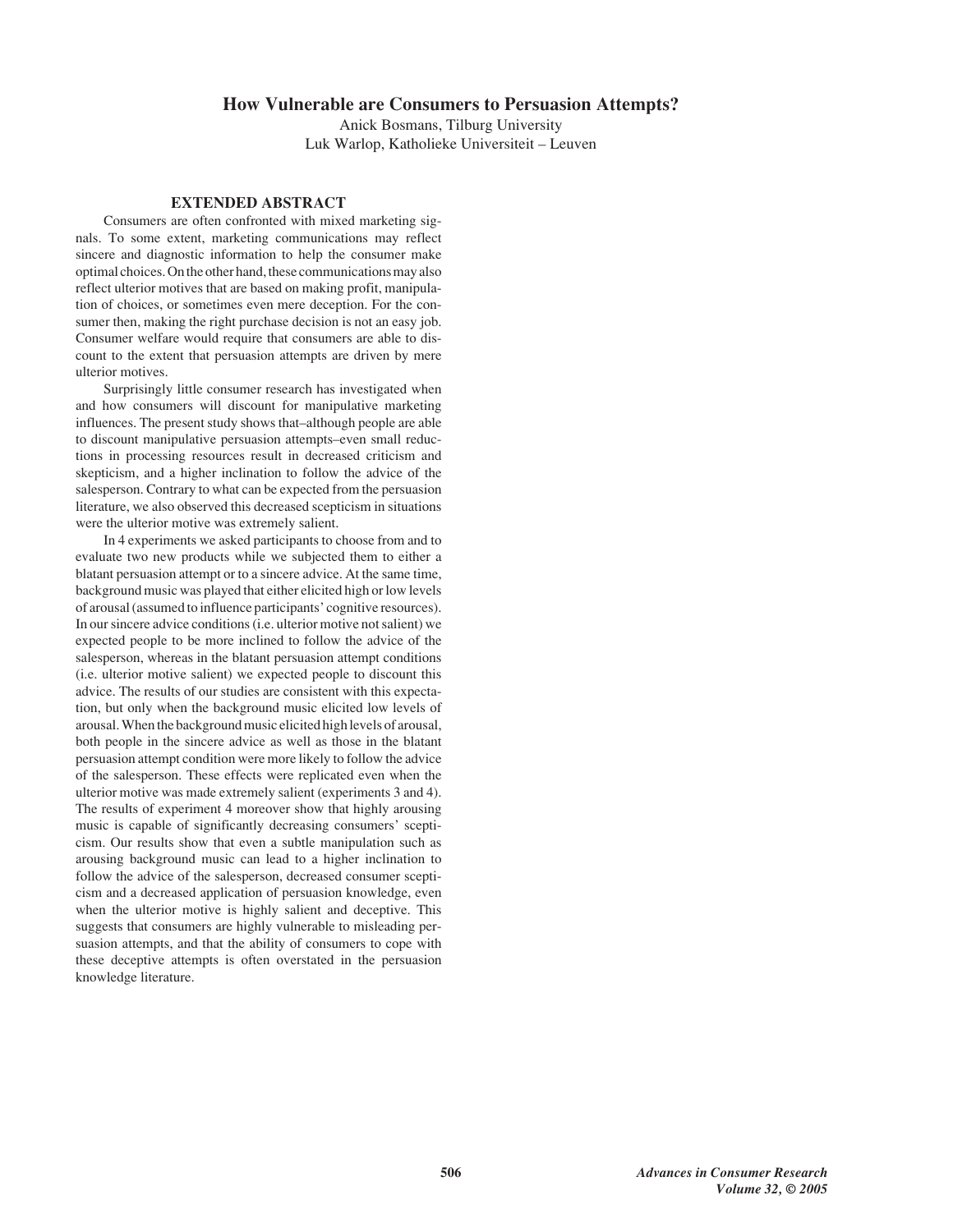# How Vulnerable are Consumers to Persuasion Attempts?

Anick Bosmans, Tilburg University
Luk Warlop, Katholieke Universiteit – Leuven

## EXTENDED ABSTRACT

Consumers are often confronted with mixed marketing signals. To some extent, marketing communications may reflect sincere and diagnostic information to help the consumer make optimal choices. On the other hand, these communications may also reflect ulterior motives that are based on making profit, manipulation of choices, or sometimes even mere deception. For the consumer then, making the right purchase decision is not an easy job. Consumer welfare would require that consumers are able to discount to the extent that persuasion attempts are driven by mere ulterior motives.

Surprisingly little consumer research has investigated when and how consumers will discount for manipulative marketing influences. The present study shows that–although people are able to discount manipulative persuasion attempts–even small reductions in processing resources result in decreased criticism and skepticism, and a higher inclination to follow the advice of the salesperson. Contrary to what can be expected from the persuasion literature, we also observed this decreased scepticism in situations were the ulterior motive was extremely salient.

In 4 experiments we asked participants to choose from and to evaluate two new products while we subjected them to either a blatant persuasion attempt or to a sincere advice. At the same time, background music was played that either elicited high or low levels of arousal (assumed to influence participants' cognitive resources). In our sincere advice conditions (i.e. ulterior motive not salient) we expected people to be more inclined to follow the advice of the salesperson, whereas in the blatant persuasion attempt conditions (i.e. ulterior motive salient) we expected people to discount this advice. The results of our studies are consistent with this expectation, but only when the background music elicited low levels of arousal. When the background music elicited high levels of arousal, both people in the sincere advice as well as those in the blatant persuasion attempt condition were more likely to follow the advice of the salesperson. These effects were replicated even when the ulterior motive was made extremely salient (experiments 3 and 4). The results of experiment 4 moreover show that highly arousing music is capable of significantly decreasing consumers' scepticism. Our results show that even a subtle manipulation such as arousing background music can lead to a higher inclination to follow the advice of the salesperson, decreased consumer scepticism and a decreased application of persuasion knowledge, even when the ulterior motive is highly salient and deceptive. This suggests that consumers are highly vulnerable to misleading persuasion attempts, and that the ability of consumers to cope with these deceptive attempts is often overstated in the persuasion knowledge literature.